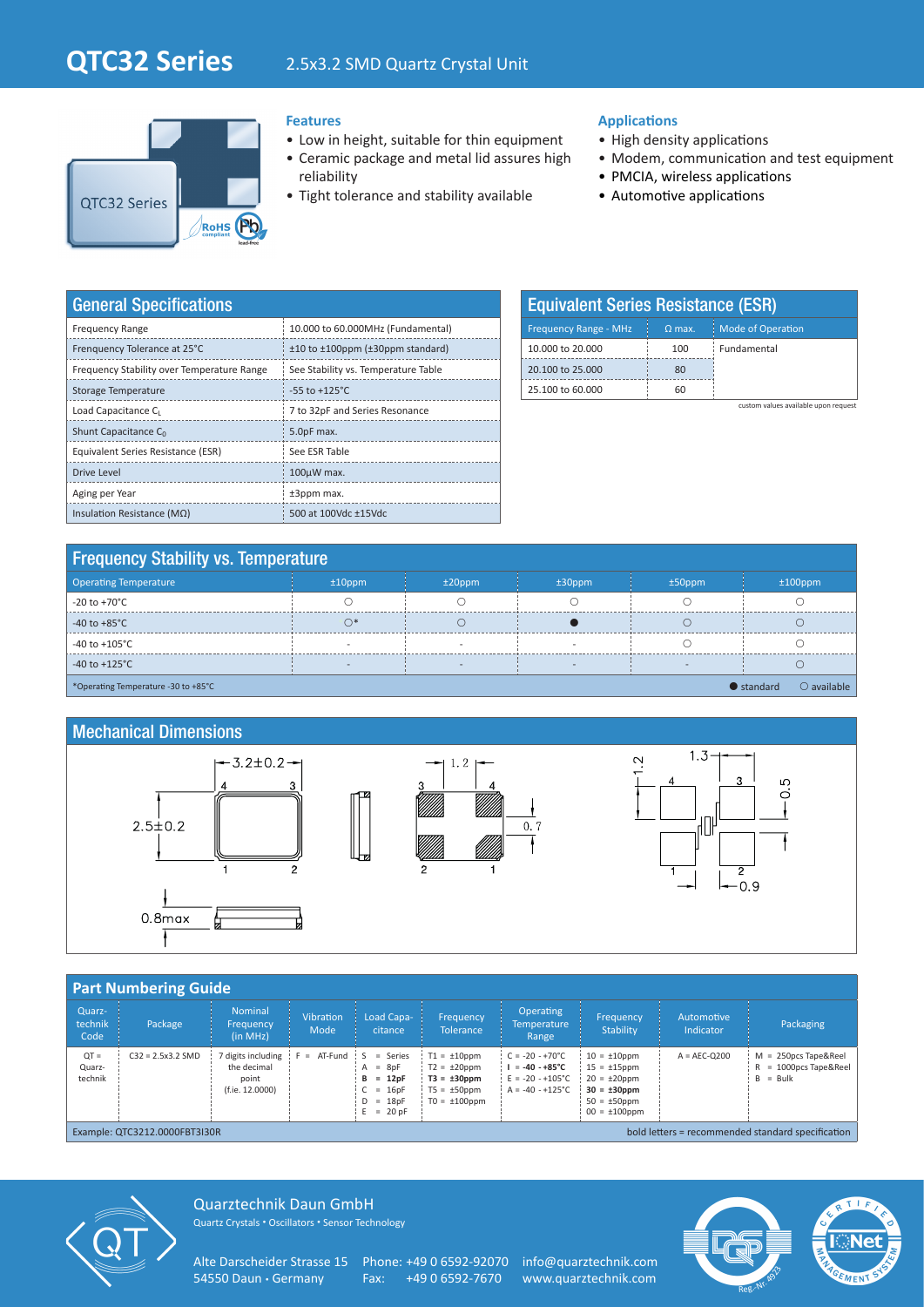# QTC32 Series

2.5x3.2 SMD Quartz Crystal Unit

### Features

- Low in height, suitable for thin equipment
- Ceramic package and metal lid assures high reliability
- Tight tolerance and stability available

### Applications

- High density applications
- Modem, communication and test equipment
- PMCIA, wireless applications
- Automotive applications

## General Specifications

| | |
|---|---|
| Frequency Range | 10.000 to 60.000MHz (Fundamental) |
| Frenquency Tolerance at 25°C | ±10 to ±100ppm (±30ppm standard) |
| Frequency Stability over Temperature Range | See Stability vs. Temperature Table |
| Storage Temperature | -55 to +125°C |
| Load Capacitance $C_L$ | 7 to 32pF and Series Resonance |
| Shunt Capacitance $C_0$ | 5.0pF max. |
| Equivalent Series Resistance (ESR) | See ESR Table |
| Drive Level | 100µW max. |
| Aging per Year | ±3ppm max. |
| Insulation Resistance (MΩ) | 500 at 100Vdc ±15Vdc |

## Equivalent Series Resistance (ESR)

| Frequency Range - MHz | Ω max. | Mode of Operation |
|---|---|---|
| 10.000 to 20.000 | 100 | Fundamental |
| 20.100 to 25.000 | 80 | |
| 25.100 to 60.000 | 60 | |

custom values available upon request

## Frequency Stability vs. Temperature

| Operating Temperature | ±10ppm | ±20ppm | ±30ppm | ±50ppm | ±100ppm |
|---|---|---|---|---|---|
| -20 to +70°C | ○ | ○ | ○ | ○ | ○ |
| -40 to +85°C | ○* | ○ | ● | ○ | ○ |
| -40 to +105°C | - | - | - | ○ | ○ |
| -40 to +125°C | - | - | - | - | ○ |

*Operating Temperature -30 to +85°C

● standard ○ available

## Mechanical Dimensions

3.2±0.2; 2.5±0.2; 0.8max; 1.2; 0.7; 1.3; 1.2; 0.5; 0.9

## Part Numbering Guide

| Quarz-technik Code | Package | Nominal Frequency (in MHz) | Vibration Mode | Load Capa-citance | Frequency Tolerance | Operating Temperature Range | Frequency Stability | Automotive Indicator | Packaging |
|---|---|---|---|---|---|---|---|---|---|
| QT = Quarz-technik | C32 = 2.5x3.2 SMD | 7 digits including the decimal point (f.ie. 12.0000) | F = AT-Fund | S = Series<br>A = 8pF<br>**B = 12pF**<br>C = 16pF<br>D = 18pF<br>E = 20 pF | T1 = ±10ppm<br>T2 = ±20ppm<br>**T3 = ±30ppm**<br>T5 = ±50ppm<br>T0 = ±100ppm | C = -20 - +70°C<br>**I = -40 - +85°C**<br>E = -20 - +105°C<br>A = -40 - +125°C | 10 = ±10ppm<br>15 = ±15ppm<br>20 = ±20ppm<br>**30 = ±30ppm**<br>50 = ±50ppm<br>00 = ±100ppm | A = AEC-Q200 | M = 250pcs Tape&Reel<br>R = 1000pcs Tape&Reel<br>B = Bulk |

Example: QTC3212.0000FBT3I30R

bold letters = recommended standard specification

Quarztechnik Daun GmbH
Quartz Crystals • Oscillators • Sensor Technology

Alte Darscheider Strasse 15
54550 Daun • Germany

Phone: +49 0 6592-92070
Fax: +49 0 6592-7670

info@quarztechnik.com
www.quarztechnik.com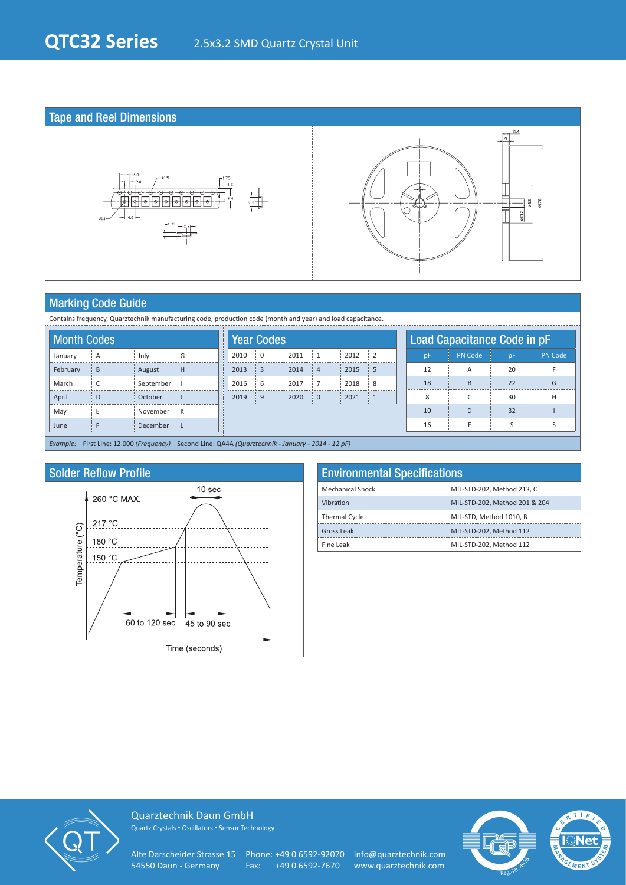# QTC32 Series

2.5x3.2 SMD Quartz Crystal Unit

## Tape and Reel Dimensions

4.0
2.0
ø1.5
1.75
3.5
8.0
3.6
ø1.1
4.0
1.15
2.8

11.4
9
ø178
ø62
ø13.2

## Marking Code Guide

Contains frequency, Quarztechnik manufacturing code, production code (month and year) and load capacitance.

### Month Codes

| | | | |
|---|---|---|---|
| January | A | July | G |
| February | B | August | H |
| March | C | September | I |
| April | D | October | J |
| May | E | November | K |
| June | F | December | L |

### Year Codes

| | | | | | |
|---|---|---|---|---|---|
| 2010 | 0 | 2011 | 1 | 2012 | 2 |
| 2013 | 3 | 2014 | 4 | 2015 | 5 |
| 2016 | 6 | 2017 | 7 | 2018 | 8 |
| 2019 | 9 | 2020 | 0 | 2021 | 1 |

### Load Capacitance Code in pF

| pF | PN Code | pF | PN Code |
|---|---|---|---|
| 12 | A | 20 | F |
| 18 | B | 22 | G |
| 8 | C | 30 | H |
| 10 | D | 32 | I |
| 16 | E | S | S |

*Example:* First Line: 12.000 *(Frequency)* Second Line: QA4A *(Quarztechnik - January - 2014 - 12 pF)*

## Solder Reflow Profile

Temperature (°C)
260 °C MAX.
10 sec
217 °C
180 °C
150 °C
60 to 120 sec
45 to 90 sec
Time (seconds)

## Environmental Specifications

| | |
|---|---|
| Mechanical Shock | MIL-STD-202, Method 213, C |
| Vibration | MIL-STD-202, Method 201 & 204 |
| Thermal Cycle | MIL-STD, Method 1010, B |
| Gross Leak | MIL-STD-202, Method 112 |
| Fine Leak | MIL-STD-202, Method 112 |

Quarztechnik Daun GmbH
Quartz Crystals • Oscillators • Sensor Technology

Alte Darscheider Strasse 15
54550 Daun • Germany

Phone: +49 0 6592-92070
Fax: +49 0 6592-7670

info@quarztechnik.com
www.quarztechnik.com